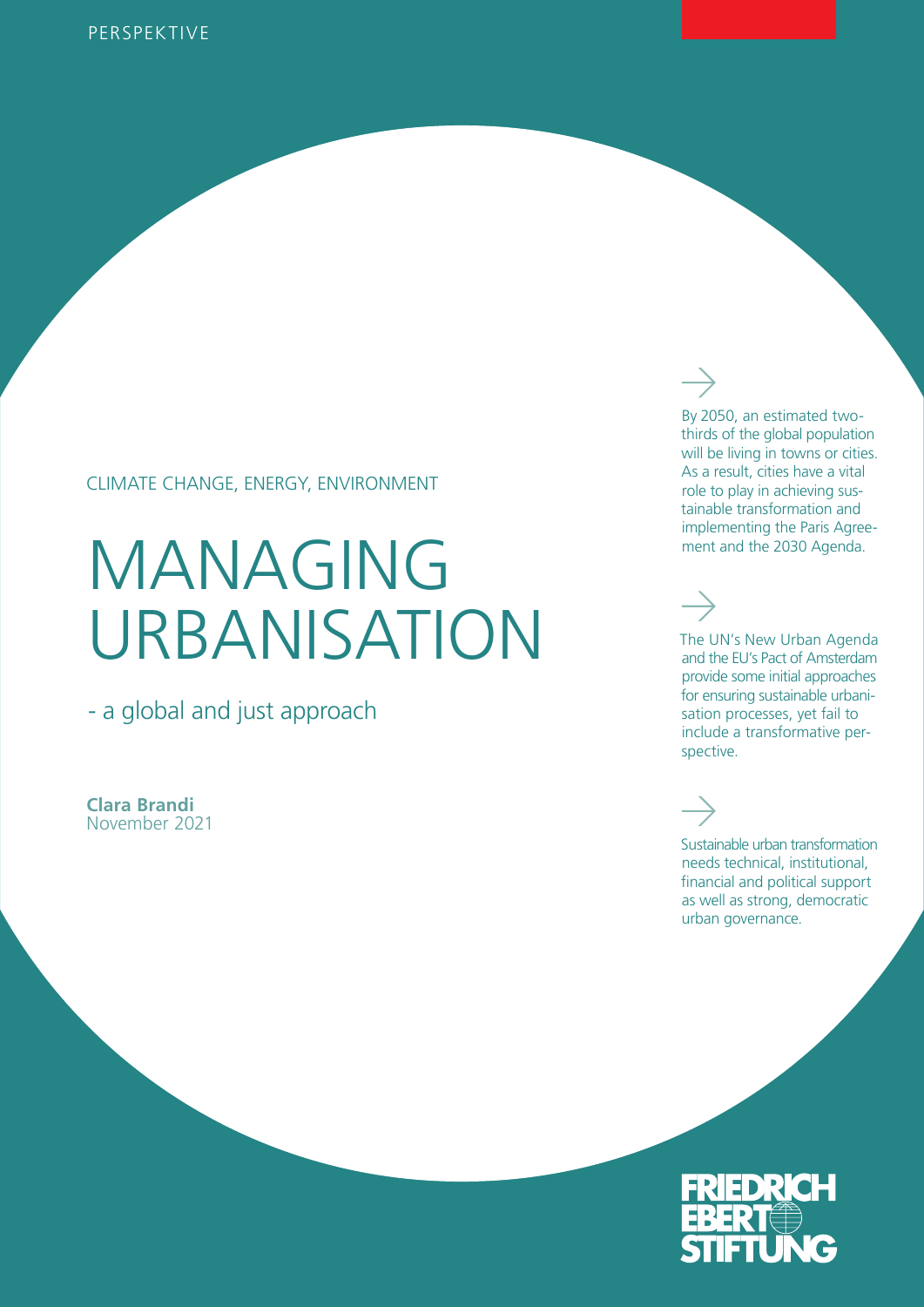PERSPEKTIVE

CLIMATE CHANGE, ENERGY, ENVIRONMENT

# MANAGING URBANISATION

## - a global and just approach

**Clara Brandi**
November 2021

→

By 2050, an estimated two-thirds of the global population will be living in towns or cities. As a result, cities have a vital role to play in achieving sustainable transformation and implementing the Paris Agreement and the 2030 Agenda.

→

The UN's New Urban Agenda and the EU's Pact of Amsterdam provide some initial approaches for ensuring sustainable urbanisation processes, yet fail to include a transformative perspective.

→

Sustainable urban transformation needs technical, institutional, financial and political support as well as strong, democratic urban governance.

FRIEDRICH EBERT STIFTUNG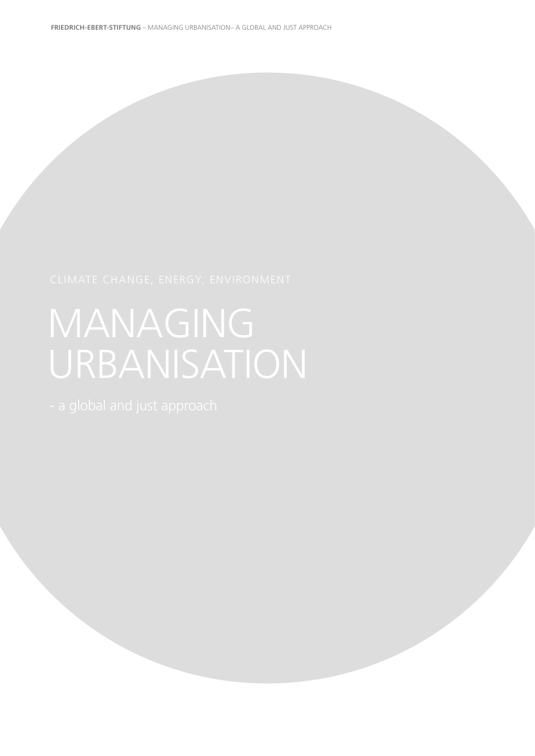CLIMATE CHANGE, ENERGY, ENVIRONMENT

# MANAGING URBANISATION

- a global and just approach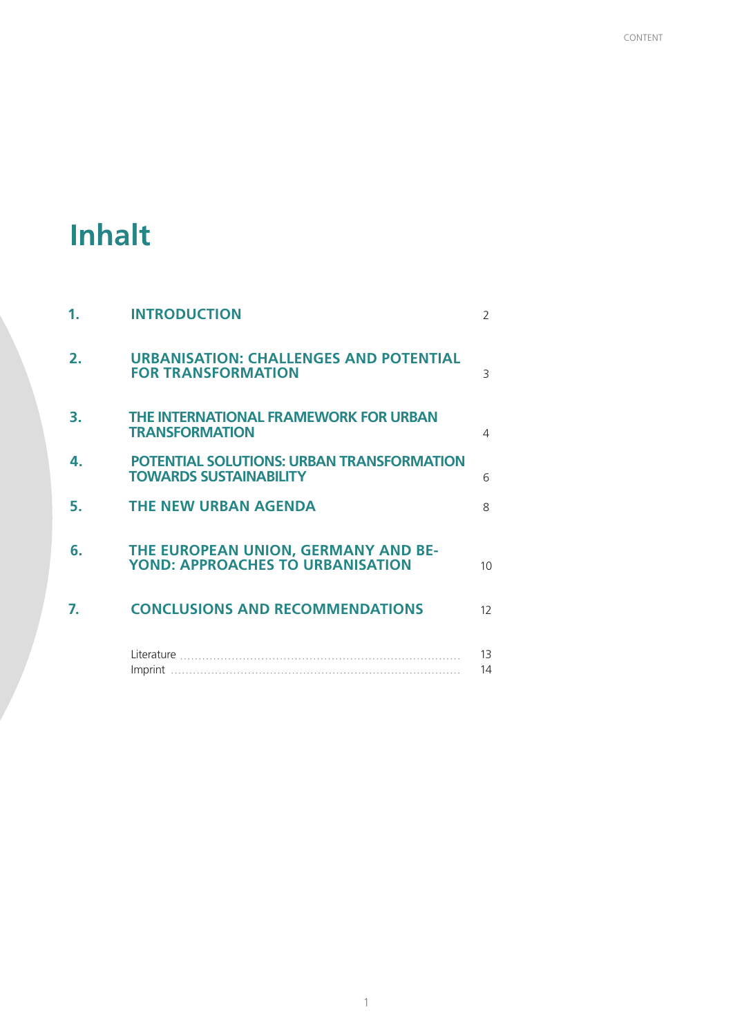# Inhalt

| | | |
|---|---|---|
| **1.** | **INTRODUCTION** | 2 |
| **2.** | **URBANISATION: CHALLENGES AND POTENTIAL FOR TRANSFORMATION** | 3 |
| **3.** | **THE INTERNATIONAL FRAMEWORK FOR URBAN TRANSFORMATION** | 4 |
| **4.** | **POTENTIAL SOLUTIONS: URBAN TRANSFORMATION TOWARDS SUSTAINABILITY** | 6 |
| **5.** | **THE NEW URBAN AGENDA** | 8 |
| **6.** | **THE EUROPEAN UNION, GERMANY AND BEYOND: APPROACHES TO URBANISATION** | 10 |
| **7.** | **CONCLUSIONS AND RECOMMENDATIONS** | 12 |
| | Literature | 13 |
| | Imprint | 14 |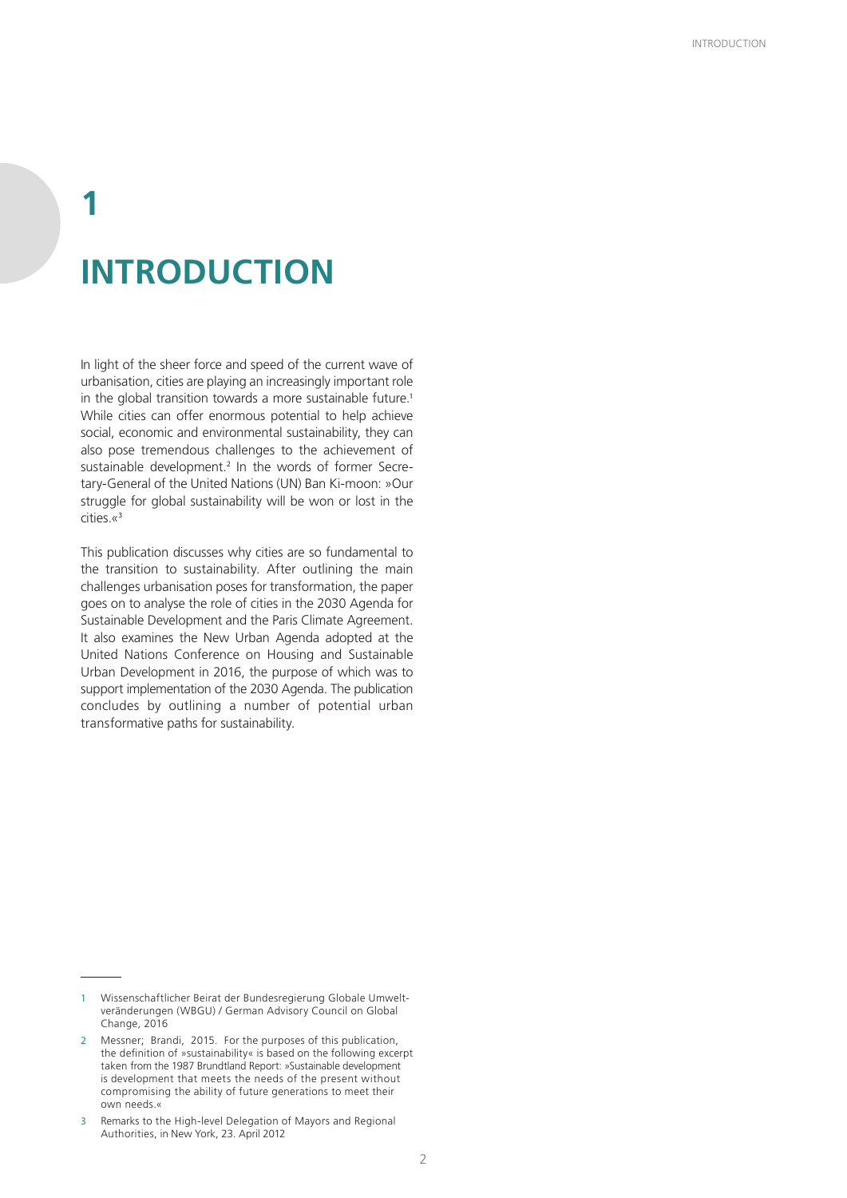# 1

# INTRODUCTION

In light of the sheer force and speed of the current wave of urbanisation, cities are playing an increasingly important role in the global transition towards a more sustainable future.[1] While cities can offer enormous potential to help achieve social, economic and environmental sustainability, they can also pose tremendous challenges to the achievement of sustainable development.[2] In the words of former Secretary-General of the United Nations (UN) Ban Ki-moon: »Our struggle for global sustainability will be won or lost in the cities.«[3]

This publication discusses why cities are so fundamental to the transition to sustainability. After outlining the main challenges urbanisation poses for transformation, the paper goes on to analyse the role of cities in the 2030 Agenda for Sustainable Development and the Paris Climate Agreement. It also examines the New Urban Agenda adopted at the United Nations Conference on Housing and Sustainable Urban Development in 2016, the purpose of which was to support implementation of the 2030 Agenda. The publication concludes by outlining a number of potential urban transformative paths for sustainability.

---

1 Wissenschaftlicher Beirat der Bundesregierung Globale Umweltveränderungen (WBGU) / German Advisory Council on Global Change, 2016

2 Messner; Brandi, 2015. For the purposes of this publication, the definition of »sustainability« is based on the following excerpt taken from the 1987 Brundtland Report: »Sustainable development is development that meets the needs of the present without compromising the ability of future generations to meet their own needs.«

3 Remarks to the High-level Delegation of Mayors and Regional Authorities, in New York, 23. April 2012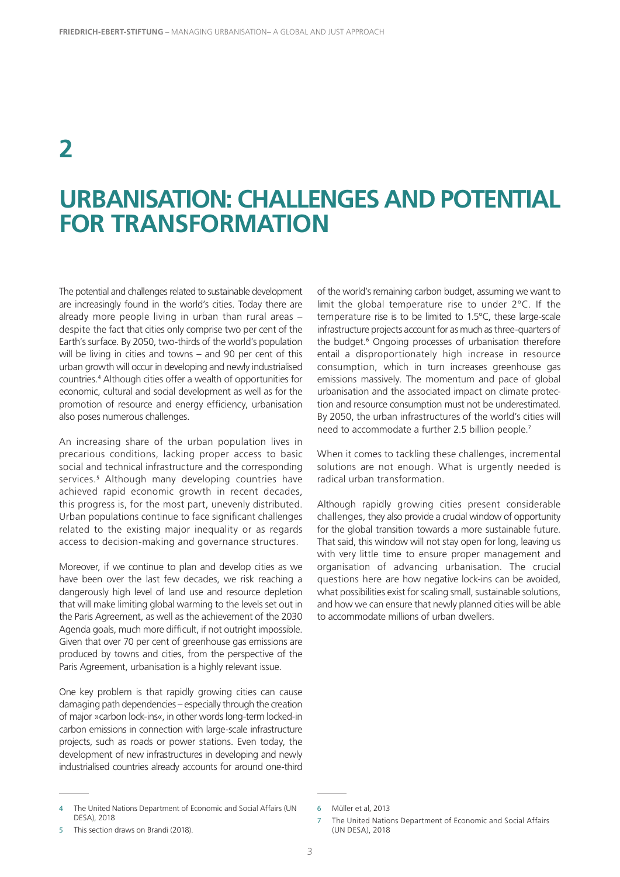# 2

# URBANISATION: CHALLENGES AND POTENTIAL FOR TRANSFORMATION

The potential and challenges related to sustainable development are increasingly found in the world's cities. Today there are already more people living in urban than rural areas – despite the fact that cities only comprise two per cent of the Earth's surface. By 2050, two-thirds of the world's population will be living in cities and towns – and 90 per cent of this urban growth will occur in developing and newly industrialised countries.[4] Although cities offer a wealth of opportunities for economic, cultural and social development as well as for the promotion of resource and energy efficiency, urbanisation also poses numerous challenges.

An increasing share of the urban population lives in precarious conditions, lacking proper access to basic social and technical infrastructure and the corresponding services.[5] Although many developing countries have achieved rapid economic growth in recent decades, this progress is, for the most part, unevenly distributed. Urban populations continue to face significant challenges related to the existing major inequality or as regards access to decision-making and governance structures.

Moreover, if we continue to plan and develop cities as we have been over the last few decades, we risk reaching a dangerously high level of land use and resource depletion that will make limiting global warming to the levels set out in the Paris Agreement, as well as the achievement of the 2030 Agenda goals, much more difficult, if not outright impossible. Given that over 70 per cent of greenhouse gas emissions are produced by towns and cities, from the perspective of the Paris Agreement, urbanisation is a highly relevant issue.

One key problem is that rapidly growing cities can cause damaging path dependencies – especially through the creation of major »carbon lock-ins«, in other words long-term locked-in carbon emissions in connection with large-scale infrastructure projects, such as roads or power stations. Even today, the development of new infrastructures in developing and newly industrialised countries already accounts for around one-third of the world's remaining carbon budget, assuming we want to limit the global temperature rise to under 2°C. If the temperature rise is to be limited to 1.5°C, these large-scale infrastructure projects account for as much as three-quarters of the budget.[6] Ongoing processes of urbanisation therefore entail a disproportionately high increase in resource consumption, which in turn increases greenhouse gas emissions massively. The momentum and pace of global urbanisation and the associated impact on climate protection and resource consumption must not be underestimated. By 2050, the urban infrastructures of the world's cities will need to accommodate a further 2.5 billion people.[7]

When it comes to tackling these challenges, incremental solutions are not enough. What is urgently needed is radical urban transformation.

Although rapidly growing cities present considerable challenges, they also provide a crucial window of opportunity for the global transition towards a more sustainable future. That said, this window will not stay open for long, leaving us with very little time to ensure proper management and organisation of advancing urbanisation. The crucial questions here are how negative lock-ins can be avoided, what possibilities exist for scaling small, sustainable solutions, and how we can ensure that newly planned cities will be able to accommodate millions of urban dwellers.

---

4 The United Nations Department of Economic and Social Affairs (UN DESA), 2018

5 This section draws on Brandi (2018).

6 Müller et al, 2013

7 The United Nations Department of Economic and Social Affairs (UN DESA), 2018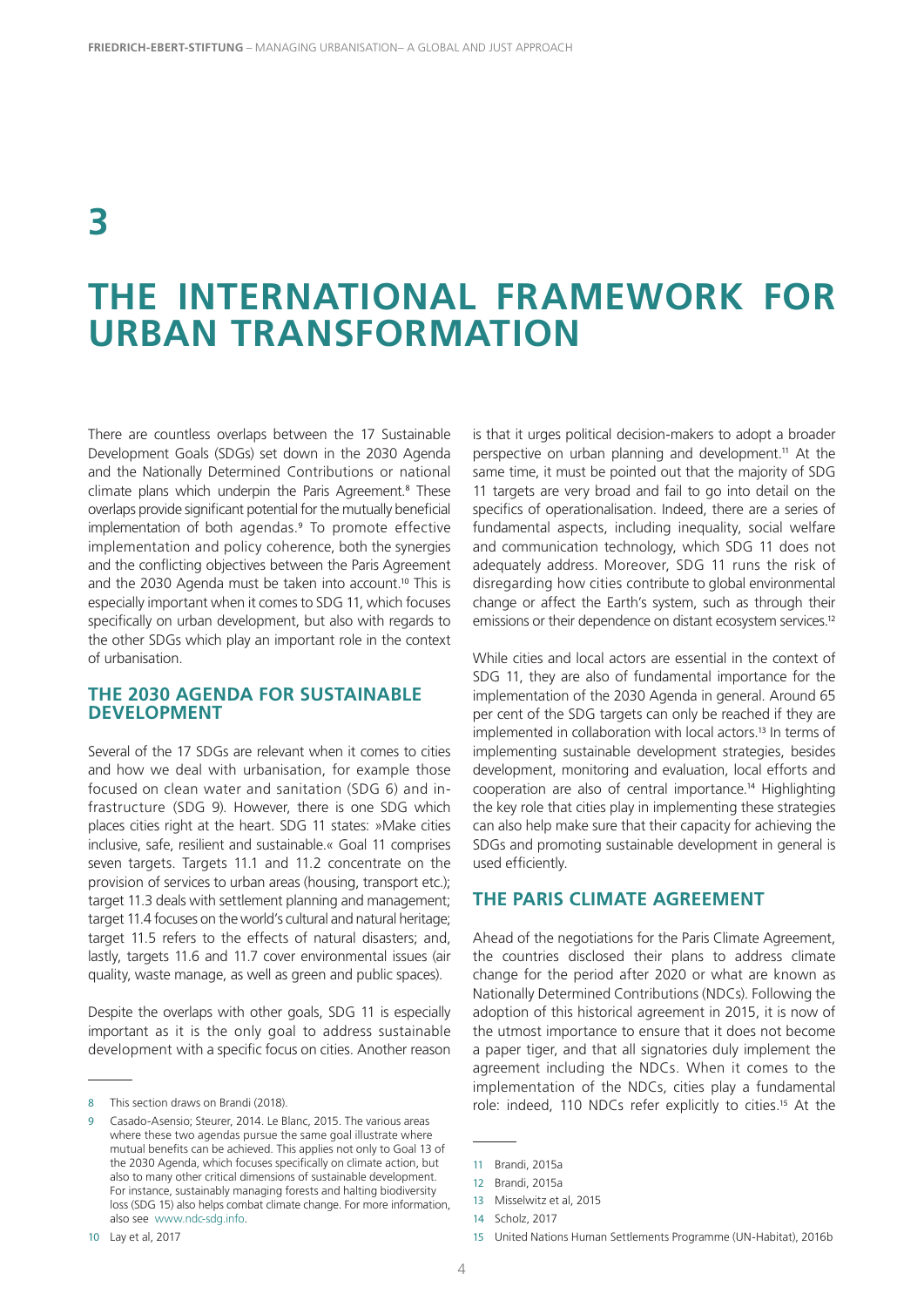# 3

# THE INTERNATIONAL FRAMEWORK FOR URBAN TRANSFORMATION

There are countless overlaps between the 17 Sustainable Development Goals (SDGs) set down in the 2030 Agenda and the Nationally Determined Contributions or national climate plans which underpin the Paris Agreement.[8] These overlaps provide significant potential for the mutually beneficial implementation of both agendas.[9] To promote effective implementation and policy coherence, both the synergies and the conflicting objectives between the Paris Agreement and the 2030 Agenda must be taken into account.[10] This is especially important when it comes to SDG 11, which focuses specifically on urban development, but also with regards to the other SDGs which play an important role in the context of urbanisation.

## THE 2030 AGENDA FOR SUSTAINABLE DEVELOPMENT

Several of the 17 SDGs are relevant when it comes to cities and how we deal with urbanisation, for example those focused on clean water and sanitation (SDG 6) and infrastructure (SDG 9). However, there is one SDG which places cities right at the heart. SDG 11 states: »Make cities inclusive, safe, resilient and sustainable.« Goal 11 comprises seven targets. Targets 11.1 and 11.2 concentrate on the provision of services to urban areas (housing, transport etc.); target 11.3 deals with settlement planning and management; target 11.4 focuses on the world's cultural and natural heritage; target 11.5 refers to the effects of natural disasters; and, lastly, targets 11.6 and 11.7 cover environmental issues (air quality, waste manage, as well as green and public spaces).

Despite the overlaps with other goals, SDG 11 is especially important as it is the only goal to address sustainable development with a specific focus on cities. Another reason is that it urges political decision-makers to adopt a broader perspective on urban planning and development.[11] At the same time, it must be pointed out that the majority of SDG 11 targets are very broad and fail to go into detail on the specifics of operationalisation. Indeed, there are a series of fundamental aspects, including inequality, social welfare and communication technology, which SDG 11 does not adequately address. Moreover, SDG 11 runs the risk of disregarding how cities contribute to global environmental change or affect the Earth's system, such as through their emissions or their dependence on distant ecosystem services.[12]

While cities and local actors are essential in the context of SDG 11, they are also of fundamental importance for the implementation of the 2030 Agenda in general. Around 65 per cent of the SDG targets can only be reached if they are implemented in collaboration with local actors.[13] In terms of implementing sustainable development strategies, besides development, monitoring and evaluation, local efforts and cooperation are also of central importance.[14] Highlighting the key role that cities play in implementing these strategies can also help make sure that their capacity for achieving the SDGs and promoting sustainable development in general is used efficiently.

## THE PARIS CLIMATE AGREEMENT

Ahead of the negotiations for the Paris Climate Agreement, the countries disclosed their plans to address climate change for the period after 2020 or what are known as Nationally Determined Contributions (NDCs). Following the adoption of this historical agreement in 2015, it is now of the utmost importance to ensure that it does not become a paper tiger, and that all signatories duly implement the agreement including the NDCs. When it comes to the implementation of the NDCs, cities play a fundamental role: indeed, 110 NDCs refer explicitly to cities.[15] At the

---

8 This section draws on Brandi (2018).

9 Casado-Asensio; Steurer, 2014. Le Blanc, 2015. The various areas where these two agendas pursue the same goal illustrate where mutual benefits can be achieved. This applies not only to Goal 13 of the 2030 Agenda, which focuses specifically on climate action, but also to many other critical dimensions of sustainable development. For instance, sustainably managing forests and halting biodiversity loss (SDG 15) also helps combat climate change. For more information, also see www.ndc-sdg.info.

10 Lay et al, 2017

11 Brandi, 2015a

12 Brandi, 2015a

13 Misselwitz et al, 2015

14 Scholz, 2017

15 United Nations Human Settlements Programme (UN-Habitat), 2016b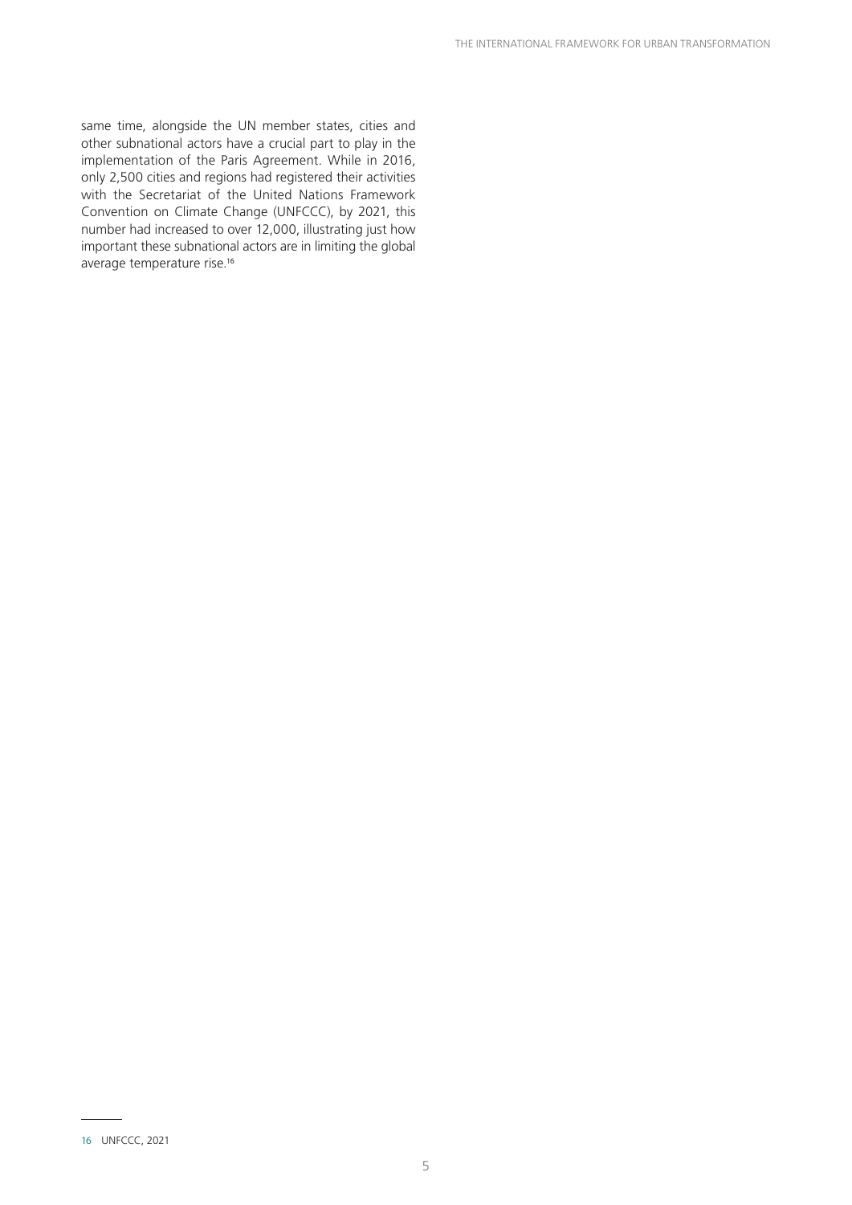same time, alongside the UN member states, cities and other subnational actors have a crucial part to play in the implementation of the Paris Agreement. While in 2016, only 2,500 cities and regions had registered their activities with the Secretariat of the United Nations Framework Convention on Climate Change (UNFCCC), by 2021, this number had increased to over 12,000, illustrating just how important these subnational actors are in limiting the global average temperature rise.[16]

---

16 UNFCCC, 2021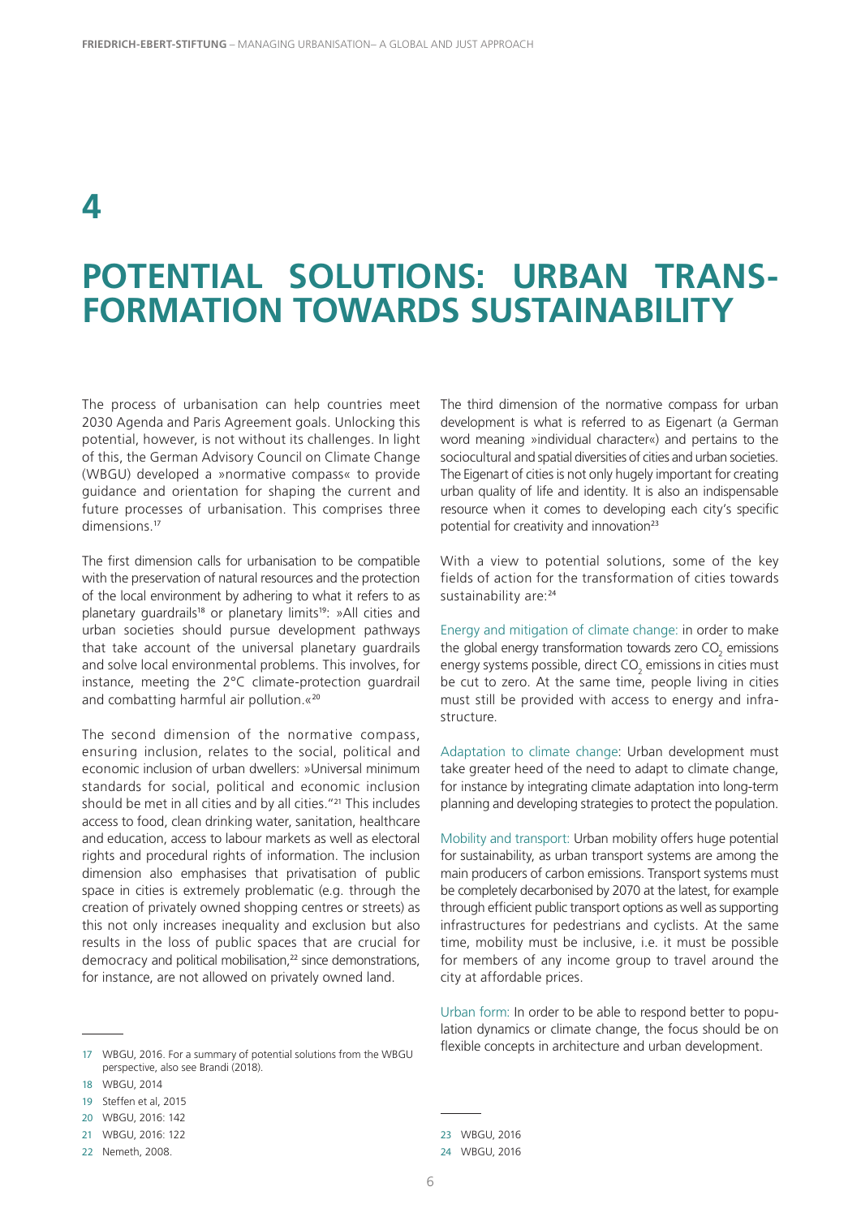# 4

# POTENTIAL SOLUTIONS: URBAN TRANSFORMATION TOWARDS SUSTAINABILITY

The process of urbanisation can help countries meet 2030 Agenda and Paris Agreement goals. Unlocking this potential, however, is not without its challenges. In light of this, the German Advisory Council on Climate Change (WBGU) developed a »normative compass« to provide guidance and orientation for shaping the current and future processes of urbanisation. This comprises three dimensions.[17]

The first dimension calls for urbanisation to be compatible with the preservation of natural resources and the protection of the local environment by adhering to what it refers to as planetary guardrails[18] or planetary limits[19]: »All cities and urban societies should pursue development pathways that take account of the universal planetary guardrails and solve local environmental problems. This involves, for instance, meeting the 2°C climate-protection guardrail and combatting harmful air pollution.«[20]

The second dimension of the normative compass, ensuring inclusion, relates to the social, political and economic inclusion of urban dwellers: »Universal minimum standards for social, political and economic inclusion should be met in all cities and by all cities."[21] This includes access to food, clean drinking water, sanitation, healthcare and education, access to labour markets as well as electoral rights and procedural rights of information. The inclusion dimension also emphasises that privatisation of public space in cities is extremely problematic (e.g. through the creation of privately owned shopping centres or streets) as this not only increases inequality and exclusion but also results in the loss of public spaces that are crucial for democracy and political mobilisation,[22] since demonstrations, for instance, are not allowed on privately owned land.

The third dimension of the normative compass for urban development is what is referred to as Eigenart (a German word meaning »individual character«) and pertains to the sociocultural and spatial diversities of cities and urban societies. The Eigenart of cities is not only hugely important for creating urban quality of life and identity. It is also an indispensable resource when it comes to developing each city's specific potential for creativity and innovation[23]

With a view to potential solutions, some of the key fields of action for the transformation of cities towards sustainability are:[24]

Energy and mitigation of climate change: in order to make the global energy transformation towards zero $CO_2$ emissions energy systems possible, direct $CO_2$ emissions in cities must be cut to zero. At the same time, people living in cities must still be provided with access to energy and infrastructure.

Adaptation to climate change: Urban development must take greater heed of the need to adapt to climate change, for instance by integrating climate adaptation into long-term planning and developing strategies to protect the population.

Mobility and transport: Urban mobility offers huge potential for sustainability, as urban transport systems are among the main producers of carbon emissions. Transport systems must be completely decarbonised by 2070 at the latest, for example through efficient public transport options as well as supporting infrastructures for pedestrians and cyclists. At the same time, mobility must be inclusive, i.e. it must be possible for members of any income group to travel around the city at affordable prices.

Urban form: In order to be able to respond better to population dynamics or climate change, the focus should be on flexible concepts in architecture and urban development.

---

17 WBGU, 2016. For a summary of potential solutions from the WBGU perspective, also see Brandi (2018).

18 WBGU, 2014

19 Steffen et al, 2015

20 WBGU, 2016: 142

21 WBGU, 2016: 122

22 Nemeth, 2008.

23 WBGU, 2016

24 WBGU, 2016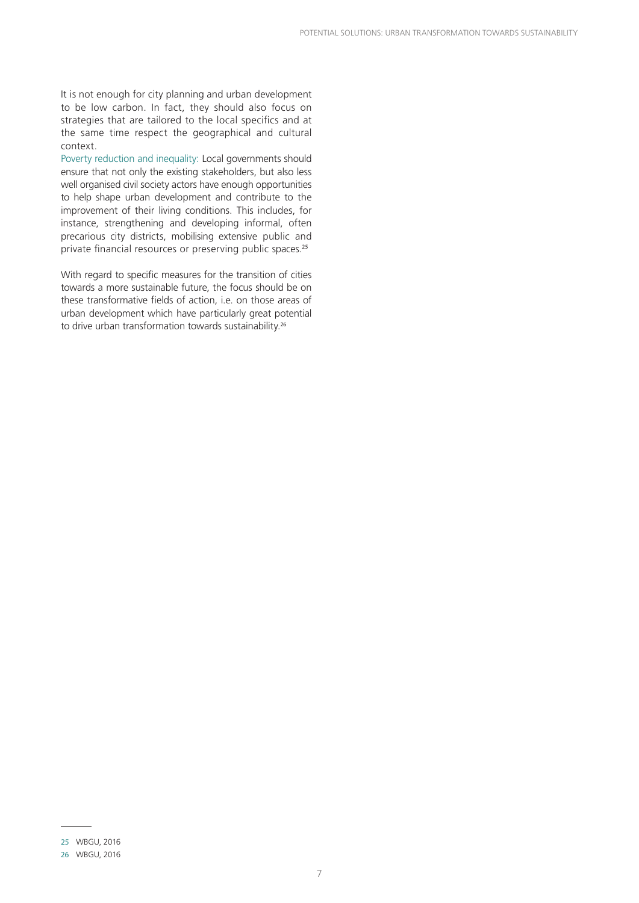It is not enough for city planning and urban development to be low carbon. In fact, they should also focus on strategies that are tailored to the local specifics and at the same time respect the geographical and cultural context.

Poverty reduction and inequality: Local governments should ensure that not only the existing stakeholders, but also less well organised civil society actors have enough opportunities to help shape urban development and contribute to the improvement of their living conditions. This includes, for instance, strengthening and developing informal, often precarious city districts, mobilising extensive public and private financial resources or preserving public spaces.[25]

With regard to specific measures for the transition of cities towards a more sustainable future, the focus should be on these transformative fields of action, i.e. on those areas of urban development which have particularly great potential to drive urban transformation towards sustainability.[26]

---

25 WBGU, 2016

26 WBGU, 2016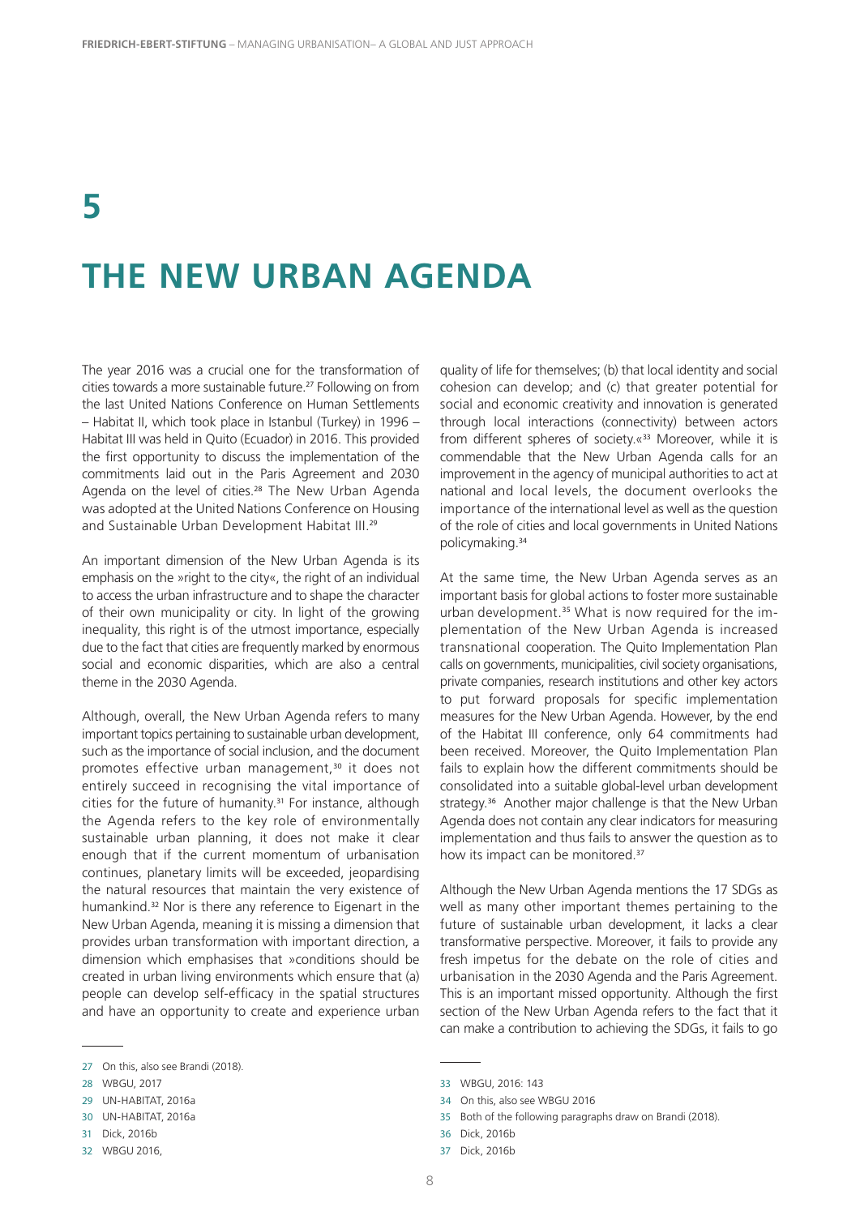# 5

# THE NEW URBAN AGENDA

The year 2016 was a crucial one for the transformation of cities towards a more sustainable future.[27] Following on from the last United Nations Conference on Human Settlements – Habitat II, which took place in Istanbul (Turkey) in 1996 – Habitat III was held in Quito (Ecuador) in 2016. This provided the first opportunity to discuss the implementation of the commitments laid out in the Paris Agreement and 2030 Agenda on the level of cities.[28] The New Urban Agenda was adopted at the United Nations Conference on Housing and Sustainable Urban Development Habitat III.[29]

An important dimension of the New Urban Agenda is its emphasis on the »right to the city«, the right of an individual to access the urban infrastructure and to shape the character of their own municipality or city. In light of the growing inequality, this right is of the utmost importance, especially due to the fact that cities are frequently marked by enormous social and economic disparities, which are also a central theme in the 2030 Agenda.

Although, overall, the New Urban Agenda refers to many important topics pertaining to sustainable urban development, such as the importance of social inclusion, and the document promotes effective urban management,[30] it does not entirely succeed in recognising the vital importance of cities for the future of humanity.[31] For instance, although the Agenda refers to the key role of environmentally sustainable urban planning, it does not make it clear enough that if the current momentum of urbanisation continues, planetary limits will be exceeded, jeopardising the natural resources that maintain the very existence of humankind.[32] Nor is there any reference to Eigenart in the New Urban Agenda, meaning it is missing a dimension that provides urban transformation with important direction, a dimension which emphasises that »conditions should be created in urban living environments which ensure that (a) people can develop self-efficacy in the spatial structures and have an opportunity to create and experience urban quality of life for themselves; (b) that local identity and social cohesion can develop; and (c) that greater potential for social and economic creativity and innovation is generated through local interactions (connectivity) between actors from different spheres of society.«[33] Moreover, while it is commendable that the New Urban Agenda calls for an improvement in the agency of municipal authorities to act at national and local levels, the document overlooks the importance of the international level as well as the question of the role of cities and local governments in United Nations policymaking.[34]

At the same time, the New Urban Agenda serves as an important basis for global actions to foster more sustainable urban development.[35] What is now required for the implementation of the New Urban Agenda is increased transnational cooperation. The Quito Implementation Plan calls on governments, municipalities, civil society organisations, private companies, research institutions and other key actors to put forward proposals for specific implementation measures for the New Urban Agenda. However, by the end of the Habitat III conference, only 64 commitments had been received. Moreover, the Quito Implementation Plan fails to explain how the different commitments should be consolidated into a suitable global-level urban development strategy.[36] Another major challenge is that the New Urban Agenda does not contain any clear indicators for measuring implementation and thus fails to answer the question as to how its impact can be monitored.[37]

Although the New Urban Agenda mentions the 17 SDGs as well as many other important themes pertaining to the future of sustainable urban development, it lacks a clear transformative perspective. Moreover, it fails to provide any fresh impetus for the debate on the role of cities and urbanisation in the 2030 Agenda and the Paris Agreement. This is an important missed opportunity. Although the first section of the New Urban Agenda refers to the fact that it can make a contribution to achieving the SDGs, it fails to go

---

27 On this, also see Brandi (2018).

28 WBGU, 2017

29 UN-HABITAT, 2016a

30 UN-HABITAT, 2016a

31 Dick, 2016b

32 WBGU 2016,

33 WBGU, 2016: 143

34 On this, also see WBGU 2016

35 Both of the following paragraphs draw on Brandi (2018).

36 Dick, 2016b

37 Dick, 2016b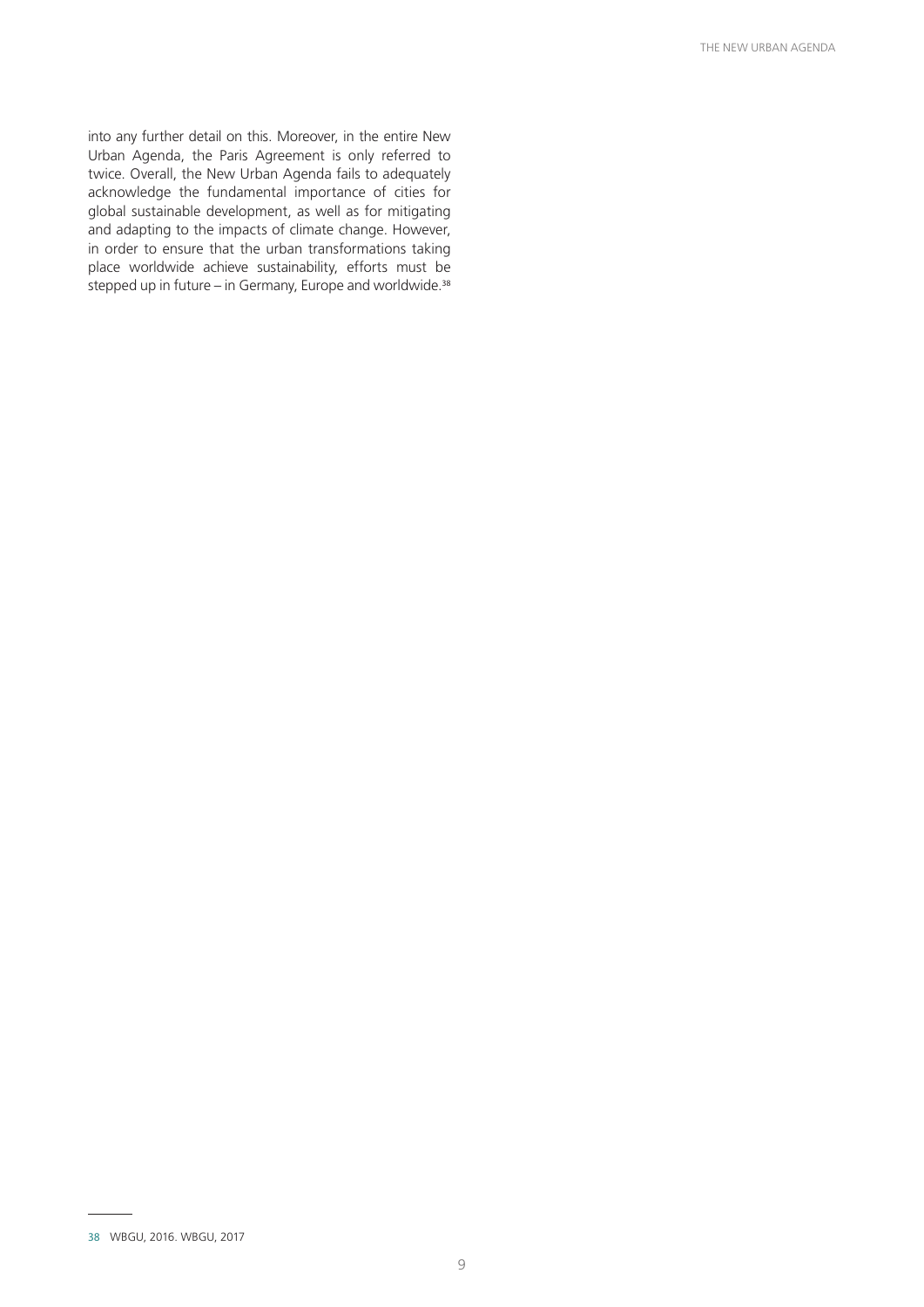into any further detail on this. Moreover, in the entire New Urban Agenda, the Paris Agreement is only referred to twice. Overall, the New Urban Agenda fails to adequately acknowledge the fundamental importance of cities for global sustainable development, as well as for mitigating and adapting to the impacts of climate change. However, in order to ensure that the urban transformations taking place worldwide achieve sustainability, efforts must be stepped up in future – in Germany, Europe and worldwide.[38]

---

38 WBGU, 2016. WBGU, 2017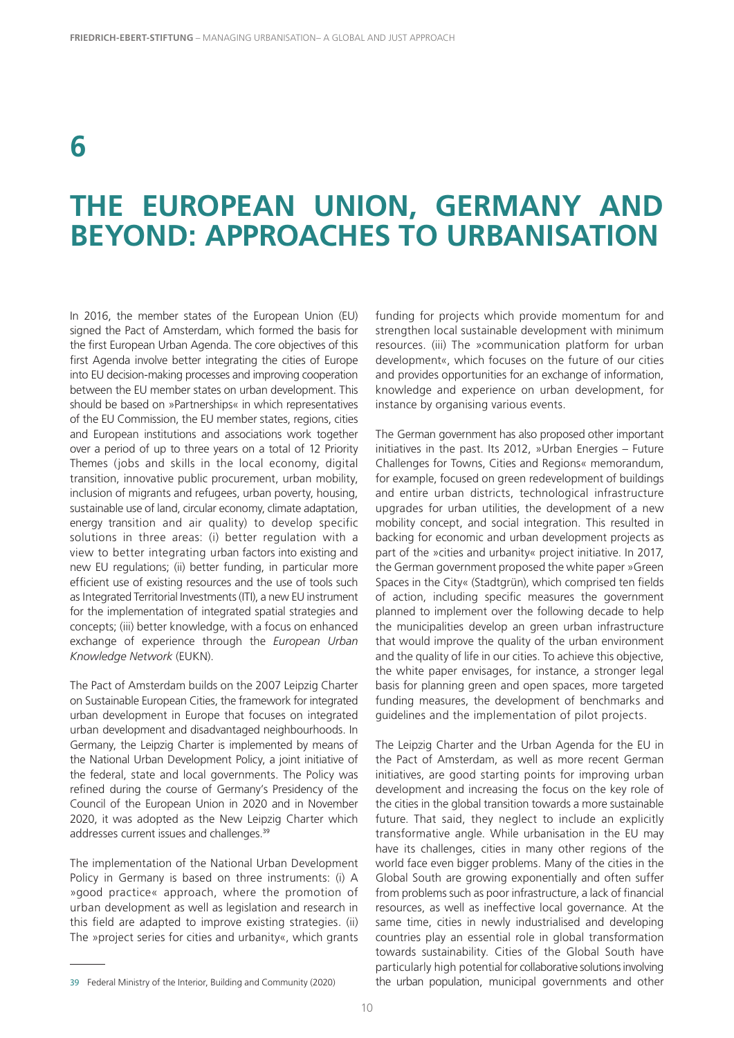# 6

# THE EUROPEAN UNION, GERMANY AND BEYOND: APPROACHES TO URBANISATION

In 2016, the member states of the European Union (EU) signed the Pact of Amsterdam, which formed the basis for the first European Urban Agenda. The core objectives of this first Agenda involve better integrating the cities of Europe into EU decision-making processes and improving cooperation between the EU member states on urban development. This should be based on »Partnerships« in which representatives of the EU Commission, the EU member states, regions, cities and European institutions and associations work together over a period of up to three years on a total of 12 Priority Themes (jobs and skills in the local economy, digital transition, innovative public procurement, urban mobility, inclusion of migrants and refugees, urban poverty, housing, sustainable use of land, circular economy, climate adaptation, energy transition and air quality) to develop specific solutions in three areas: (i) better regulation with a view to better integrating urban factors into existing and new EU regulations; (ii) better funding, in particular more efficient use of existing resources and the use of tools such as Integrated Territorial Investments (ITI), a new EU instrument for the implementation of integrated spatial strategies and concepts; (iii) better knowledge, with a focus on enhanced exchange of experience through the *European Urban Knowledge Network* (EUKN).

The Pact of Amsterdam builds on the 2007 Leipzig Charter on Sustainable European Cities, the framework for integrated urban development in Europe that focuses on integrated urban development and disadvantaged neighbourhoods. In Germany, the Leipzig Charter is implemented by means of the National Urban Development Policy, a joint initiative of the federal, state and local governments. The Policy was refined during the course of Germany's Presidency of the Council of the European Union in 2020 and in November 2020, it was adopted as the New Leipzig Charter which addresses current issues and challenges.[39]

The implementation of the National Urban Development Policy in Germany is based on three instruments: (i) A »good practice« approach, where the promotion of urban development as well as legislation and research in this field are adapted to improve existing strategies. (ii) The »project series for cities and urbanity«, which grants funding for projects which provide momentum for and strengthen local sustainable development with minimum resources. (iii) The »communication platform for urban development«, which focuses on the future of our cities and provides opportunities for an exchange of information, knowledge and experience on urban development, for instance by organising various events.

The German government has also proposed other important initiatives in the past. Its 2012, »Urban Energies – Future Challenges for Towns, Cities and Regions« memorandum, for example, focused on green redevelopment of buildings and entire urban districts, technological infrastructure upgrades for urban utilities, the development of a new mobility concept, and social integration. This resulted in backing for economic and urban development projects as part of the »cities and urbanity« project initiative. In 2017, the German government proposed the white paper »Green Spaces in the City« (Stadtgrün), which comprised ten fields of action, including specific measures the government planned to implement over the following decade to help the municipalities develop an green urban infrastructure that would improve the quality of the urban environment and the quality of life in our cities. To achieve this objective, the white paper envisages, for instance, a stronger legal basis for planning green and open spaces, more targeted funding measures, the development of benchmarks and guidelines and the implementation of pilot projects.

The Leipzig Charter and the Urban Agenda for the EU in the Pact of Amsterdam, as well as more recent German initiatives, are good starting points for improving urban development and increasing the focus on the key role of the cities in the global transition towards a more sustainable future. That said, they neglect to include an explicitly transformative angle. While urbanisation in the EU may have its challenges, cities in many other regions of the world face even bigger problems. Many of the cities in the Global South are growing exponentially and often suffer from problems such as poor infrastructure, a lack of financial resources, as well as ineffective local governance. At the same time, cities in newly industrialised and developing countries play an essential role in global transformation towards sustainability. Cities of the Global South have particularly high potential for collaborative solutions involving the urban population, municipal governments and other

---

39 Federal Ministry of the Interior, Building and Community (2020)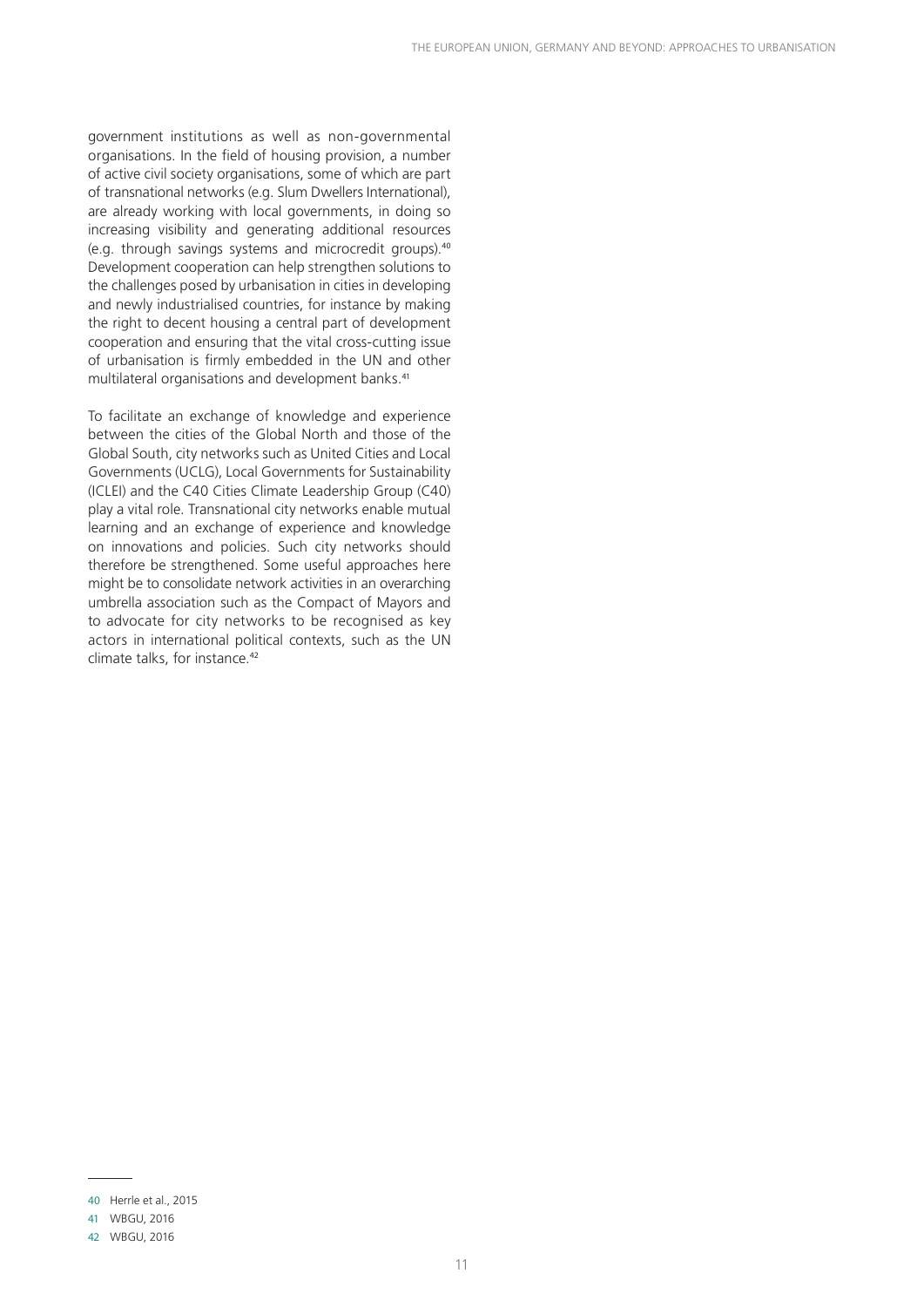government institutions as well as non-governmental organisations. In the field of housing provision, a number of active civil society organisations, some of which are part of transnational networks (e.g. Slum Dwellers International), are already working with local governments, in doing so increasing visibility and generating additional resources (e.g. through savings systems and microcredit groups).[40] Development cooperation can help strengthen solutions to the challenges posed by urbanisation in cities in developing and newly industrialised countries, for instance by making the right to decent housing a central part of development cooperation and ensuring that the vital cross-cutting issue of urbanisation is firmly embedded in the UN and other multilateral organisations and development banks.[41]

To facilitate an exchange of knowledge and experience between the cities of the Global North and those of the Global South, city networks such as United Cities and Local Governments (UCLG), Local Governments for Sustainability (ICLEI) and the C40 Cities Climate Leadership Group (C40) play a vital role. Transnational city networks enable mutual learning and an exchange of experience and knowledge on innovations and policies. Such city networks should therefore be strengthened. Some useful approaches here might be to consolidate network activities in an overarching umbrella association such as the Compact of Mayors and to advocate for city networks to be recognised as key actors in international political contexts, such as the UN climate talks, for instance.[42]

---

40 Herrle et al., 2015

41 WBGU, 2016

42 WBGU, 2016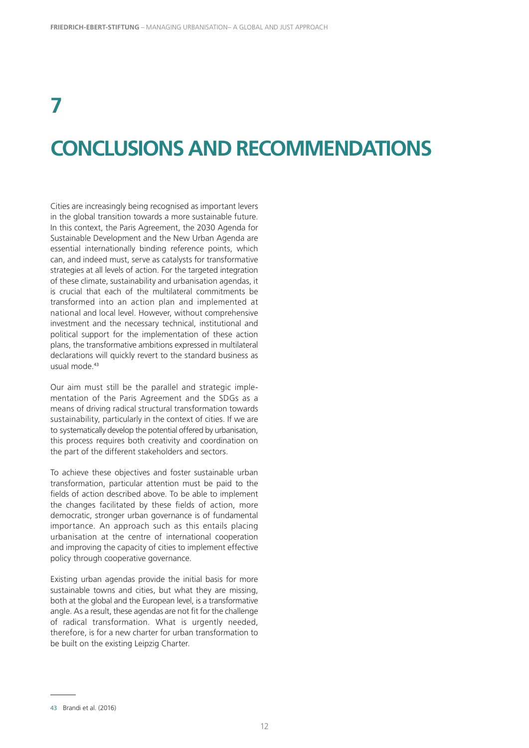# 7

# CONCLUSIONS AND RECOMMENDATIONS

Cities are increasingly being recognised as important levers in the global transition towards a more sustainable future. In this context, the Paris Agreement, the 2030 Agenda for Sustainable Development and the New Urban Agenda are essential internationally binding reference points, which can, and indeed must, serve as catalysts for transformative strategies at all levels of action. For the targeted integration of these climate, sustainability and urbanisation agendas, it is crucial that each of the multilateral commitments be transformed into an action plan and implemented at national and local level. However, without comprehensive investment and the necessary technical, institutional and political support for the implementation of these action plans, the transformative ambitions expressed in multilateral declarations will quickly revert to the standard business as usual mode.[43]

Our aim must still be the parallel and strategic implementation of the Paris Agreement and the SDGs as a means of driving radical structural transformation towards sustainability, particularly in the context of cities. If we are to systematically develop the potential offered by urbanisation, this process requires both creativity and coordination on the part of the different stakeholders and sectors.

To achieve these objectives and foster sustainable urban transformation, particular attention must be paid to the fields of action described above. To be able to implement the changes facilitated by these fields of action, more democratic, stronger urban governance is of fundamental importance. An approach such as this entails placing urbanisation at the centre of international cooperation and improving the capacity of cities to implement effective policy through cooperative governance.

Existing urban agendas provide the initial basis for more sustainable towns and cities, but what they are missing, both at the global and the European level, is a transformative angle. As a result, these agendas are not fit for the challenge of radical transformation. What is urgently needed, therefore, is for a new charter for urban transformation to be built on the existing Leipzig Charter.

---

43 Brandi et al. (2016)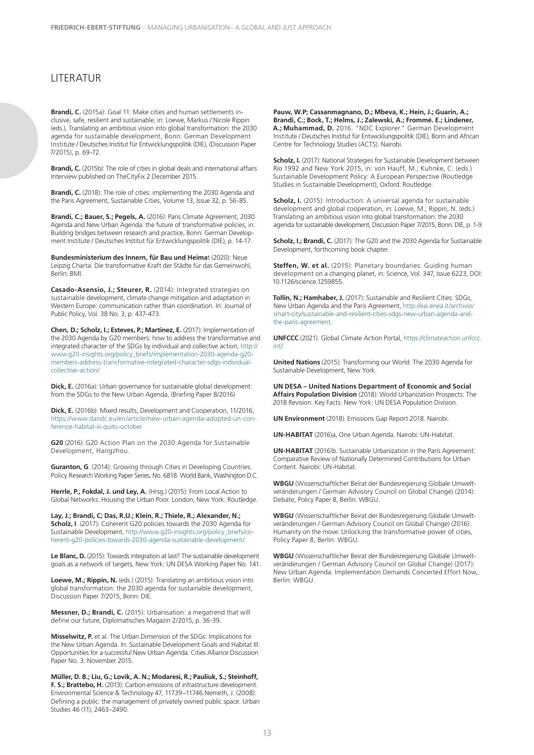# LITERATUR

**Brandi, C.** (2015a): Goal 11: Make cities and human settlements inclusive, safe, resilient and sustainable, in: Loewe, Markus / Nicole Rippin (eds.), Translating an ambitious vision into global transformation: the 2030 agenda for sustainable development, Bonn: German Development Institute / Deutsches Institut für Entwicklungspolitik (DIE), (Discussion Paper 7/2015), p. 69-72.

**Brandi, C.** (2015b): The role of cities in global deals and international affairs Interview published on TheCityFix 2 December 2015.

**Brandi, C.** (2018): The role of cities: implementing the 2030 Agenda and the Paris Agreement, Sustainable Cities, Volume 13, Issue 32, p. 56-85.

**Brandi, C.; Bauer, S.; Pegels, A.** (2016): Paris Climate Agreement, 2030 Agenda and New Urban Agenda: the future of transformative policies, in: Building bridges between research and practice, Bonn: German Development Institute / Deutsches Institut für Entwicklungspolitik (DIE), p. 14-17.

**Bundesministerium des Innern, für Bau und Heima**t (2020): Neue Leipzig Charta. Die transformative Kraft der Städte für das Gemeinwohl, Berlin: BMI.

**Casado-Asensio, J.; Steurer, R.** (2014): Integrated strategies on sustainable development, climate change mitigation and adaptation in Western Europe: communication rather than coordination. In: Journal of Public Policy, Vol. 38 No. 3, p. 437-473.

**Chen, D.; Scholz, I.; Esteves, P.; Martinez, E.** (2017): Implementation of the 2030 Agenda by G20 members: how to address the transformative and integrated character of the SDGs by individual and collective action, http://www.g20-insights.org/policy_briefs/implementation-2030-agenda-g20-members-address-transformative-integrated-character-sdgs-individual-collective-action/

**Dick, E.** (2016a): Urban governance for sustainable global development: from the SDGs to the New Urban Agenda, (Briefing Paper 8/2016)

**Dick, E.** (2016b): Mixed results, Development and Cooperation, 11/2016, https://www.dandc.eu/en/article/new-urban-agenda-adopted-un-conference-habitat-iii-quito-october

**G20** (2016): G20 Action Plan on the 2030 Agenda for Sustainable Development, Hangzhou.

**Guranton, G**. (2014): Growing through Cities in Developing Countries. Policy Research Working Paper Series, No. 6818. World Bank, Washington D.C.

**Herrle, P., Fokdal, J. und Ley, A.** (Hrsg.) (2015): From Local Action to Global Networks: Housing the Urban Poor. London, New York: Routledge.

**Lay, J.; Brandi, C; Das, R.U.; Klein, R.; Thiele, R.; Alexander, N.; Scholz, I**. (2017): Coherent G20 policies towards the 2030 Agenda for Sustainable Development, http://www.g20-insights.org/policy_briefs/coherent-g20-policies-towards-2030-agenda-sustainable-development/

**Le Blanc, D.** (2015): Towards integration at last? The sustainable development goals as a network of targets, New York: UN DESA Working Paper No. 141.

**Loewe, M.; Rippin, N.** (eds.) (2015): Translating an ambitious vision into global transformation: the 2030 agenda for sustainable development, Discussion Paper 7/2015, Bonn: DIE.

**Messner, D.; Brandi, C.** (2015): Urbanisation: a megatrend that will define our future, Diplomatisches Magazin 2/2015, p. 36-39.

**Misselwitz, P.** et al. The Urban Dimension of the SDGs: Implications for the New Urban Agenda. In: Sustainable Development Goals and Habitat III: Opportunities for a successful New Urban Agenda. Cities Alliance Discussion Paper No. 3. November 2015.

**Müller, D. B.; Liu, G.; Lovik, A. N.; Modaresi, R.; Pauliuk, S.; Steinhoff, F. S.; Brattebo, H.** (2013): Carbon emissions of infrastructure development. Environmental Science & Technology 47, 11739–11746.Nemeth, J. (2008): Defining a public: the management of privately owned public space. Urban Studies 46 (11), 2463–2490.

**Pauw, W.P; Cassanmagnano, D.; Mbeva, K.; Hein, J.; Guarin, A.; Brandi, C.; Bock, T.; Helms, J.; Zalewski, A.; Frommé. E.; Lindener, A.; Muhammad, D.** 2016. "NDC Explorer." German Development Institute / Deutsches Institut für Entwicklungspolitik (DIE), Bonn and African Centre for Technology Studies (ACTS). Nairobi.

**Scholz, I.** (2017): National Strategies for Sustainable Development between Rio 1992 and New York 2015, in: von Hauff, M.; Kuhnke, C. (eds.) Sustainable Development Policy: A European Perspective (Routledge Studies in Sustainable Development), Oxford: Routledge.

**Scholz, I.** (2015): Introduction: A universal agenda for sustainable development and global cooperation, in: Loewe, M.; Rippin, N. (eds.) Translating an ambitious vision into global transformation: the 2030 agenda for sustainable development, Discussion Paper 7/2015, Bonn: DIE, p. 1-9.

**Scholz, I.; Brandi, C.** (2017): The G20 and the 2030 Agenda for Sustainable Development, forthcoming book chapter.

**Steffen, W. et al.** (2015): Planetary boundaries: Guiding human development on a changing planet, in: Science, Vol. 347, Issue 6223, DOI: 10.1126/science.1259855.

**Tollin, N.; Hamhaber, J.** (2017): Sustainable and Resilient Cities: SDGs, New Urban Agenda and the Paris Agreement, http://eai.enea.it/archivio/smart-city/sustainable-and-resilient-cities-sdgs-new-urban-agenda-and-the-paris-agreement.

**UNFCCC** (2021). Global Climate Action Portal, https://climateaction.unfccc.int/.

**United Nations** (2015): Transforming our World: The 2030 Agenda for Sustainable Development, New York.

**UN DESA – United Nations Department of Economic and Social Affairs Population Division** (2018): World Urbanization Prospects: The 2018 Revision. Key Facts. New York: UN DESA Population Division.

**UN Environment** (2018). Emissions Gap Report 2018. Nairobi.

**UN-HABITAT** (2016)a, One Urban Agenda. Nairobi: UN-Habitat.

**UN-HABITAT** (2016)b. Sustainable Urbanization in the Paris Agreement: Comparative Review of Nationally Determined Contributions for Urban Content. Nairobi: UN-Habitat.

**WBGU** (Wissenschaftlicher Beirat der Bundesregierung Globale Umweltveränderungen / German Advisory Council on Global Change) (2014): Debate, Policy Paper 8, Berlin: WBGU.

**WBGU** (Wissenschaftlicher Beirat der Bundesregierung Globale Umweltveränderungen / German Advisory Council on Global Change) (2016): Humanity on the move: Unlocking the transformative power of cities, Policy Paper 8, Berlin: WBGU.

**WBGU** (Wissenschaftlicher Beirat der Bundesregierung Globale Umweltveränderungen / German Advisory Council on Global Change) (2017): New Urban Agenda: Implementation Demands Concerted Effort Now, Berlin: WBGU.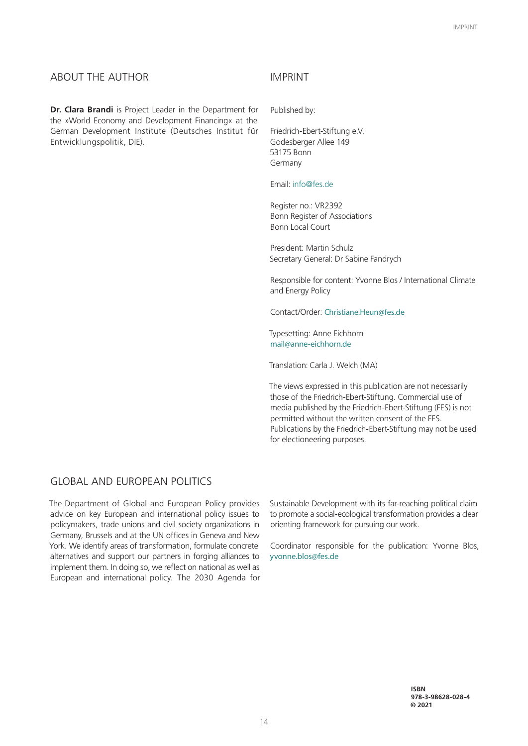## ABOUT THE AUTHOR

**Dr. Clara Brandi** is Project Leader in the Department for the »World Economy and Development Financing« at the German Development Institute (Deutsches Institut für Entwicklungspolitik, DIE).

## IMPRINT

Published by:

Friedrich-Ebert-Stiftung e.V.
Godesberger Allee 149
53175 Bonn
Germany

Email: info@fes.de

Register no.: VR2392
Bonn Register of Associations
Bonn Local Court

President: Martin Schulz
Secretary General: Dr Sabine Fandrych

Responsible for content: Yvonne Blos / International Climate and Energy Policy

Contact/Order: Christiane.Heun@fes.de

Typesetting: Anne Eichhorn
mail@anne-eichhorn.de

Translation: Carla J. Welch (MA)

The views expressed in this publication are not necessarily those of the Friedrich-Ebert-Stiftung. Commercial use of media published by the Friedrich-Ebert-Stiftung (FES) is not permitted without the written consent of the FES. Publications by the Friedrich-Ebert-Stiftung may not be used for electioneering purposes.

## GLOBAL AND EUROPEAN POLITICS

The Department of Global and European Policy provides advice on key European and international policy issues to policymakers, trade unions and civil society organizations in Germany, Brussels and at the UN offices in Geneva and New York. We identify areas of transformation, formulate concrete alternatives and support our partners in forging alliances to implement them. In doing so, we reflect on national as well as European and international policy. The 2030 Agenda for Sustainable Development with its far-reaching political claim to promote a social-ecological transformation provides a clear orienting framework for pursuing our work.

Coordinator responsible for the publication: Yvonne Blos, yvonne.blos@fes.de

**ISBN**
**978-3-98628-028-4**
**© 2021**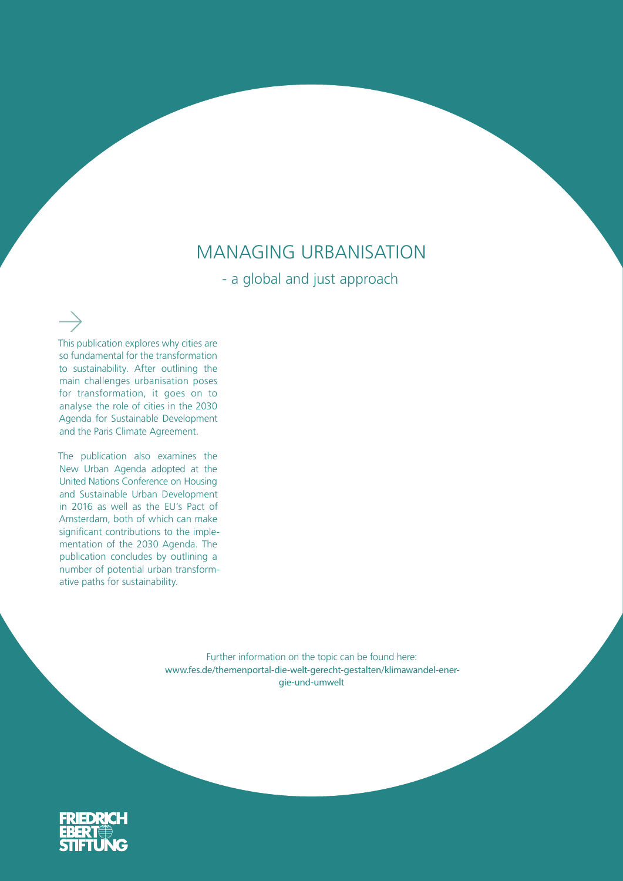# MANAGING URBANISATION

## - a global and just approach

→

This publication explores why cities are so fundamental for the transformation to sustainability. After outlining the main challenges urbanisation poses for transformation, it goes on to analyse the role of cities in the 2030 Agenda for Sustainable Development and the Paris Climate Agreement.

The publication also examines the New Urban Agenda adopted at the United Nations Conference on Housing and Sustainable Urban Development in 2016 as well as the EU's Pact of Amsterdam, both of which can make significant contributions to the implementation of the 2030 Agenda. The publication concludes by outlining a number of potential urban transformative paths for sustainability.

Further information on the topic can be found here:
www.fes.de/themenportal-die-welt-gerecht-gestalten/klimawandel-energie-und-umwelt

FRIEDRICH EBERT STIFTUNG